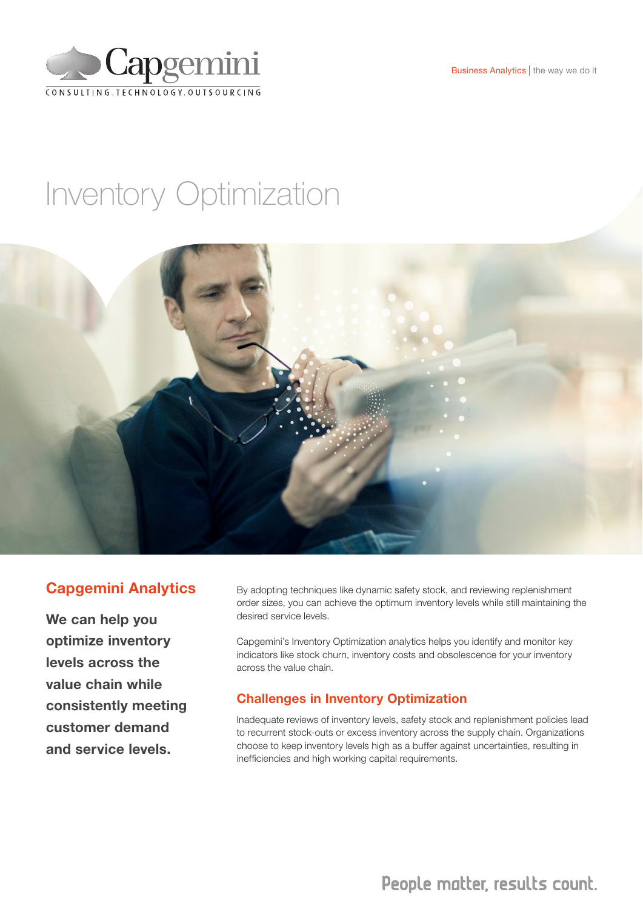Capgemini

CONSULTING.TECHNOLOGY.OUTSOURCING

Business Analytics | the way we do it

# Inventory Optimization

## Capgemini Analytics

**We can help you optimize inventory levels across the value chain while consistently meeting customer demand and service levels.**

By adopting techniques like dynamic safety stock, and reviewing replenishment order sizes, you can achieve the optimum inventory levels while still maintaining the desired service levels.

Capgemini's Inventory Optimization analytics helps you identify and monitor key indicators like stock churn, inventory costs and obsolescence for your inventory across the value chain.

## Challenges in Inventory Optimization

Inadequate reviews of inventory levels, safety stock and replenishment policies lead to recurrent stock-outs or excess inventory across the supply chain. Organizations choose to keep inventory levels high as a buffer against uncertainties, resulting in inefficiencies and high working capital requirements.

People matter, results count.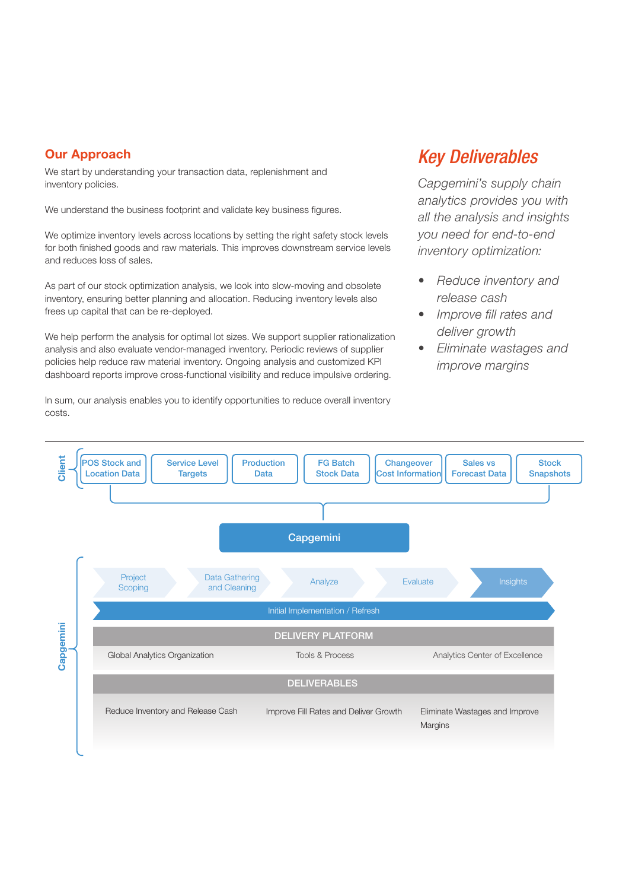## Our Approach

We start by understanding your transaction data, replenishment and inventory policies.

We understand the business footprint and validate key business figures.

We optimize inventory levels across locations by setting the right safety stock levels for both finished goods and raw materials. This improves downstream service levels and reduces loss of sales.

As part of our stock optimization analysis, we look into slow-moving and obsolete inventory, ensuring better planning and allocation. Reducing inventory levels also frees up capital that can be re-deployed.

We help perform the analysis for optimal lot sizes. We support supplier rationalization analysis and also evaluate vendor-managed inventory. Periodic reviews of supplier policies help reduce raw material inventory. Ongoing analysis and customized KPI dashboard reports improve cross-functional visibility and reduce impulsive ordering.

In sum, our analysis enables you to identify opportunities to reduce overall inventory costs.

## *Key Deliverables*

*Capgemini's supply chain analytics provides you with all the analysis and insights you need for end-to-end inventory optimization:*

- *Reduce inventory and release cash*
- *Improve fill rates and deliver growth*
- *Eliminate wastages and improve margins*

**Client**

POS Stock and Location Data | Service Level Targets | Production Data | FG Batch Stock Data | Changeover Cost Information | Sales vs Forecast Data | Stock Snapshots

**Capgemini**

**Capgemini**

Project Scoping → Data Gathering and Cleaning → Analyze → Evaluate → Insights

Initial Implementation / Refresh

| DELIVERY PLATFORM | | |
|---|---|---|
| Global Analytics Organization | Tools & Process | Analytics Center of Excellence |

| DELIVERABLES | | |
|---|---|---|
| Reduce Inventory and Release Cash | Improve Fill Rates and Deliver Growth | Eliminate Wastages and Improve Margins |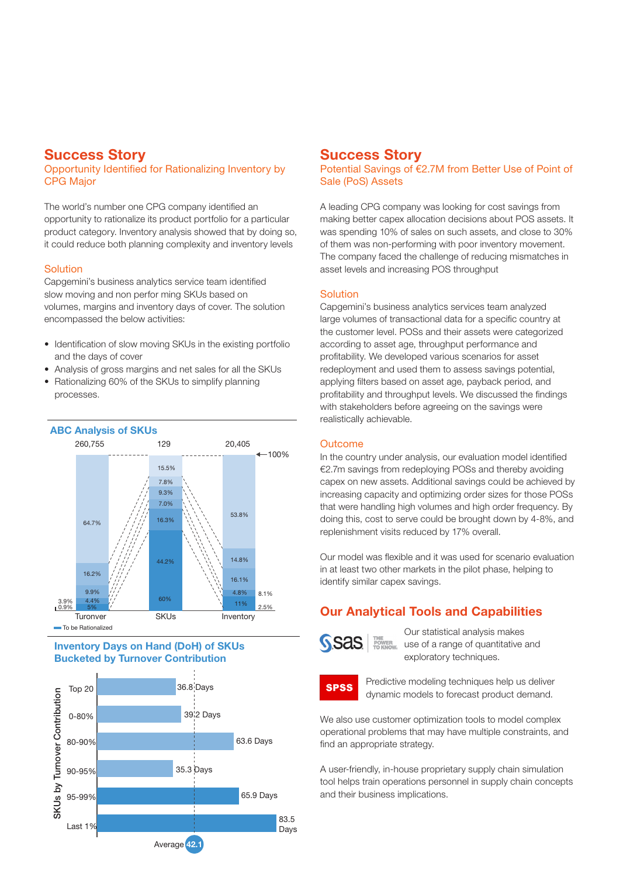## Success Story

### Opportunity Identified for Rationalizing Inventory by CPG Major

The world's number one CPG company identified an opportunity to rationalize its product portfolio for a particular product category. Inventory analysis showed that by doing so, it could reduce both planning complexity and inventory levels

### Solution

Capgemini's business analytics service team identified slow moving and non perfor ming SKUs based on volumes, margins and inventory days of cover. The solution encompassed the below activities:

- Identification of slow moving SKUs in the existing portfolio and the days of cover
- Analysis of gross margins and net sales for all the SKUs
- Rationalizing 60% of the SKUs to simplify planning processes.

**ABC Analysis of SKUs**

| | Turonver | SKUs | Inventory |
|---|---|---|---|
| Total | 260,755 | 129 | 20,405 |
| Segments | 64.7% | 15.5% | 53.8% |
| | 16.2% | 7.8% | 14.8% |
| | 9.9% | 9.3% | 16.1% |
| | 4.4% | 7.0% | 4.8% |
| | 3.9% | 16.3% | 8.1% |
| | 0.9% | 44.2% | 2.5% |
| To be Rationalized | 5% | 60% | 11% |

100%

To be Rationalized

**Inventory Days on Hand (DoH) of SKUs Bucketed by Turnover Contribution**

| SKUs by Turnover Contribution | Days |
|---|---|
| Top 20 | 36.8 Days |
| 0-80% | 39.2 Days |
| 80-90% | 63.6 Days |
| 90-95% | 35.3 Days |
| 95-99% | 65.9 Days |
| Last 1% | 83.5 Days |

Average 42.1

## Success Story

### Potential Savings of €2.7M from Better Use of Point of Sale (PoS) Assets

A leading CPG company was looking for cost savings from making better capex allocation decisions about POS assets. It was spending 10% of sales on such assets, and close to 30% of them was non-performing with poor inventory movement. The company faced the challenge of reducing mismatches in asset levels and increasing POS throughput

### Solution

Capgemini's business analytics services team analyzed large volumes of transactional data for a specific country at the customer level. POSs and their assets were categorized according to asset age, throughput performance and profitability. We developed various scenarios for asset redeployment and used them to assess savings potential, applying filters based on asset age, payback period, and profitability and throughput levels. We discussed the findings with stakeholders before agreeing on the savings were realistically achievable.

### Outcome

In the country under analysis, our evaluation model identified €2.7m savings from redeploying POSs and thereby avoiding capex on new assets. Additional savings could be achieved by increasing capacity and optimizing order sizes for those POSs that were handling high volumes and high order frequency. By doing this, cost to serve could be brought down by 4-8%, and replenishment visits reduced by 17% overall.

Our model was flexible and it was used for scenario evaluation in at least two other markets in the pilot phase, helping to identify similar capex savings.

## Our Analytical Tools and Capabilities

sas THE POWER TO KNOW. Our statistical analysis makes use of a range of quantitative and exploratory techniques.

SPSS Predictive modeling techniques help us deliver dynamic models to forecast product demand.

We also use customer optimization tools to model complex operational problems that may have multiple constraints, and find an appropriate strategy.

A user-friendly, in-house proprietary supply chain simulation tool helps train operations personnel in supply chain concepts and their business implications.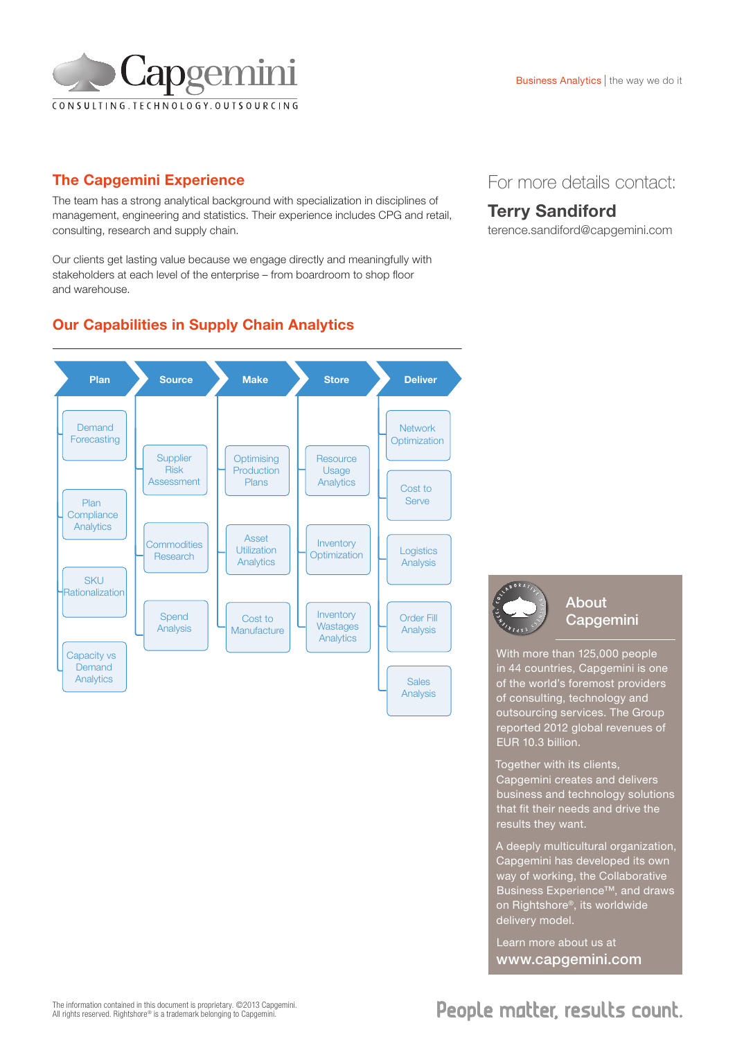Capgemini

CONSULTING.TECHNOLOGY.OUTSOURCING

Business Analytics | the way we do it

## The Capgemini Experience

The team has a strong analytical background with specialization in disciplines of management, engineering and statistics. Their experience includes CPG and retail, consulting, research and supply chain.

Our clients get lasting value because we engage directly and meaningfully with stakeholders at each level of the enterprise – from boardroom to shop floor and warehouse.

## Our Capabilities in Supply Chain Analytics

**Plan**
- Demand Forecasting
- Plan Compliance Analytics
- SKU Rationalization
- Capacity vs Demand Analytics

**Source**
- Supplier Risk Assessment
- Commodities Research
- Spend Analysis

**Make**
- Optimising Production Plans
- Asset Utilization Analytics
- Cost to Manufacture

**Store**
- Resource Usage Analytics
- Inventory Optimization
- Inventory Wastages Analytics

**Deliver**
- Network Optimization
- Cost to Serve
- Logistics Analysis
- Order Fill Analysis
- Sales Analysis

For more details contact:

**Terry Sandiford**
terence.sandiford@capgemini.com

## About Capgemini

With more than 125,000 people in 44 countries, Capgemini is one of the world's foremost providers of consulting, technology and outsourcing services. The Group reported 2012 global revenues of EUR 10.3 billion.

Together with its clients, Capgemini creates and delivers business and technology solutions that fit their needs and drive the results they want.

A deeply multicultural organization, Capgemini has developed its own way of working, the Collaborative Business Experience™, and draws on Rightshore®, its worldwide delivery model.

Learn more about us at
**www.capgemini.com**

The information contained in this document is proprietary. ©2013 Capgemini. All rights reserved. Rightshore® is a trademark belonging to Capgemini.

People matter, results count.